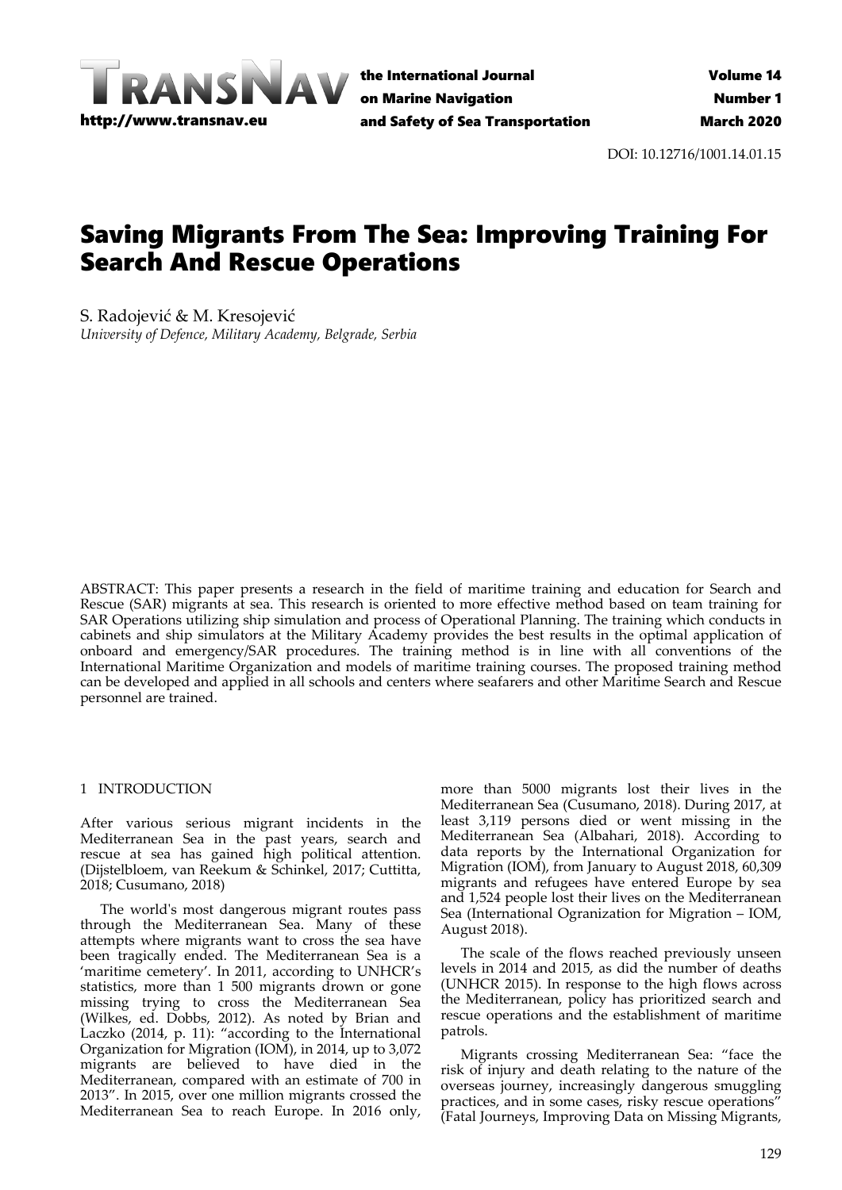DOI: 10.12716/1001.14.01.15

# Saving Migrants From The Sea: Improving Training For Search And Rescue Operations

S. Radojević & M. Kresojević
*University of Defence, Military Academy, Belgrade, Serbia*

ABSTRACT: This paper presents a research in the field of maritime training and education for Search and Rescue (SAR) migrants at sea. This research is oriented to more effective method based on team training for SAR Operations utilizing ship simulation and process of Operational Planning. The training which conducts in cabinets and ship simulators at the Military Academy provides the best results in the optimal application of onboard and emergency/SAR procedures. The training method is in line with all conventions of the International Maritime Organization and models of maritime training courses. The proposed training method can be developed and applied in all schools and centers where seafarers and other Maritime Search and Rescue personnel are trained.

## 1 INTRODUCTION

After various serious migrant incidents in the Mediterranean Sea in the past years, search and rescue at sea has gained high political attention. (Dijstelbloem, van Reekum & Schinkel, 2017; Cuttitta, 2018; Cusumano, 2018)

The world's most dangerous migrant routes pass through the Mediterranean Sea. Many of these attempts where migrants want to cross the sea have been tragically ended. The Mediterranean Sea is a 'maritime cemetery'. In 2011, according to UNHCR's statistics, more than 1 500 migrants drown or gone missing trying to cross the Mediterranean Sea (Wilkes, ed. Dobbs, 2012). As noted by Brian and Laczko (2014, p. 11): "according to the International Organization for Migration (IOM), in 2014, up to 3,072 migrants are believed to have died in the Mediterranean, compared with an estimate of 700 in 2013". In 2015, over one million migrants crossed the Mediterranean Sea to reach Europe. In 2016 only, more than 5000 migrants lost their lives in the Mediterranean Sea (Cusumano, 2018). During 2017, at least 3,119 persons died or went missing in the Mediterranean Sea (Albahari, 2018). According to data reports by the International Organization for Migration (IOM), from January to August 2018, 60,309 migrants and refugees have entered Europe by sea and 1,524 people lost their lives on the Mediterranean Sea (International Ogranization for Migration – IOM, August 2018).

The scale of the flows reached previously unseen levels in 2014 and 2015, as did the number of deaths (UNHCR 2015). In response to the high flows across the Mediterranean, policy has prioritized search and rescue operations and the establishment of maritime patrols.

Migrants crossing Mediterranean Sea: "face the risk of injury and death relating to the nature of the overseas journey, increasingly dangerous smuggling practices, and in some cases, risky rescue operations" (Fatal Journeys, Improving Data on Missing Migrants,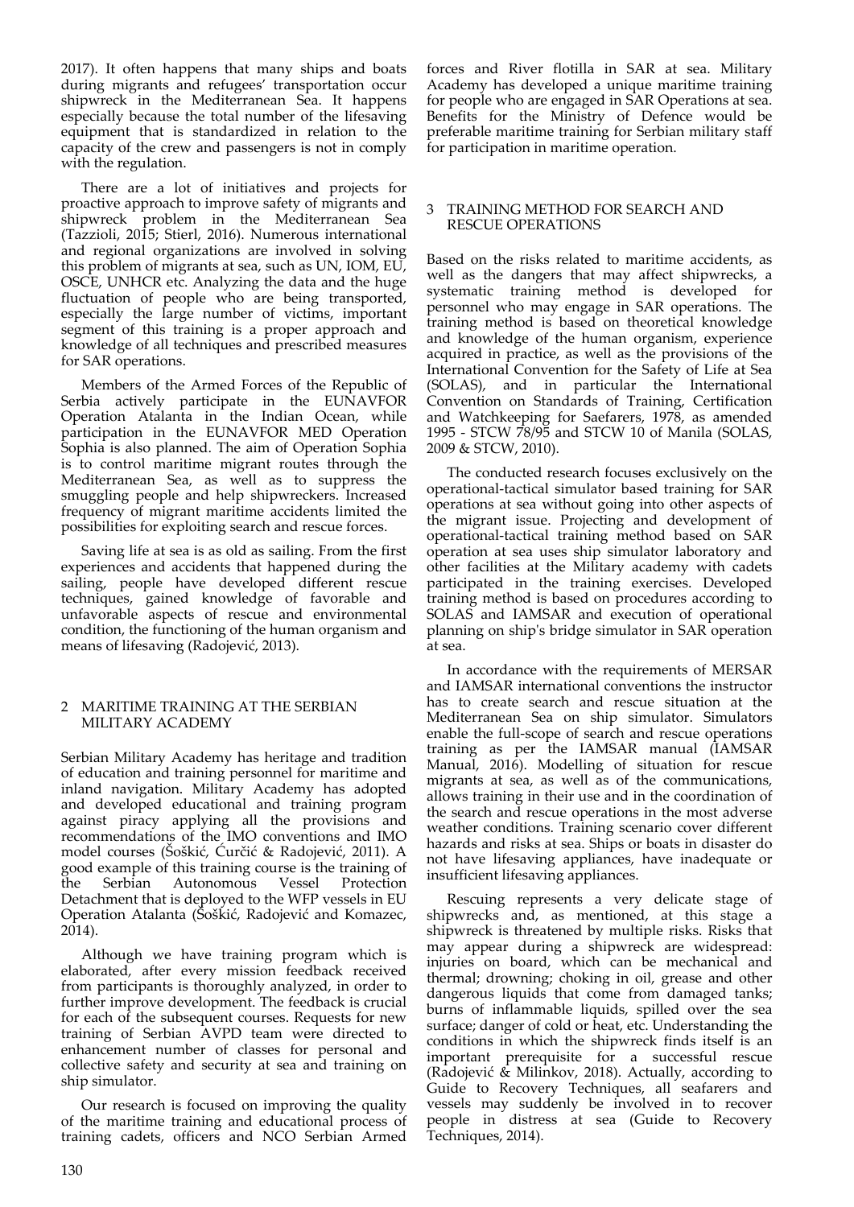2017). It often happens that many ships and boats during migrants and refugees' transportation occur shipwreck in the Mediterranean Sea. It happens especially because the total number of the lifesaving equipment that is standardized in relation to the capacity of the crew and passengers is not in comply with the regulation.

There are a lot of initiatives and projects for proactive approach to improve safety of migrants and shipwreck problem in the Mediterranean Sea (Tazzioli, 2015; Stierl, 2016). Numerous international and regional organizations are involved in solving this problem of migrants at sea, such as UN, IOM, EU, OSCE, UNHCR etc. Analyzing the data and the huge fluctuation of people who are being transported, especially the large number of victims, important segment of this training is a proper approach and knowledge of all techniques and prescribed measures for SAR operations.

Members of the Armed Forces of the Republic of Serbia actively participate in the EUNAVFOR Operation Atalanta in the Indian Ocean, while participation in the EUNAVFOR MED Operation Sophia is also planned. The aim of Operation Sophia is to control maritime migrant routes through the Mediterranean Sea, as well as to suppress the smuggling people and help shipwreckers. Increased frequency of migrant maritime accidents limited the possibilities for exploiting search and rescue forces.

Saving life at sea is as old as sailing. From the first experiences and accidents that happened during the sailing, people have developed different rescue techniques, gained knowledge of favorable and unfavorable aspects of rescue and environmental condition, the functioning of the human organism and means of lifesaving (Radojević, 2013).

## 2 MARITIME TRAINING AT THE SERBIAN MILITARY ACADEMY

Serbian Military Academy has heritage and tradition of education and training personnel for maritime and inland navigation. Military Academy has adopted and developed educational and training program against piracy applying all the provisions and recommendations of the IMO conventions and IMO model courses (Šoškić, Ćurčić & Radojević, 2011). A good example of this training course is the training of the Serbian Autonomous Vessel Protection Detachment that is deployed to the WFP vessels in EU Operation Atalanta (Šoškić, Radojević and Komazec, 2014).

Although we have training program which is elaborated, after every mission feedback received from participants is thoroughly analyzed, in order to further improve development. The feedback is crucial for each of the subsequent courses. Requests for new training of Serbian AVPD team were directed to enhancement number of classes for personal and collective safety and security at sea and training on ship simulator.

Our research is focused on improving the quality of the maritime training and educational process of training cadets, officers and NCO Serbian Armed forces and River flotilla in SAR at sea. Military Academy has developed a unique maritime training for people who are engaged in SAR Operations at sea. Benefits for the Ministry of Defence would be preferable maritime training for Serbian military staff for participation in maritime operation.

## 3 TRAINING METHOD FOR SEARCH AND RESCUE OPERATIONS

Based on the risks related to maritime accidents, as well as the dangers that may affect shipwrecks, a systematic training method is developed for personnel who may engage in SAR operations. The training method is based on theoretical knowledge and knowledge of the human organism, experience acquired in practice, as well as the provisions of the International Convention for the Safety of Life at Sea (SOLAS), and in particular the International Convention on Standards of Training, Certification and Watchkeeping for Saefarers, 1978, as amended 1995 - STCW 78/95 and STCW 10 of Manila (SOLAS, 2009 & STCW, 2010).

The conducted research focuses exclusively on the operational-tactical simulator based training for SAR operations at sea without going into other aspects of the migrant issue. Projecting and development of operational-tactical training method based on SAR operation at sea uses ship simulator laboratory and other facilities at the Military academy with cadets participated in the training exercises. Developed training method is based on procedures according to SOLAS and IAMSAR and execution of operational planning on ship's bridge simulator in SAR operation at sea.

In accordance with the requirements of MERSAR and IAMSAR international conventions the instructor has to create search and rescue situation at the Mediterranean Sea on ship simulator. Simulators enable the full-scope of search and rescue operations training as per the IAMSAR manual (IAMSAR Manual, 2016). Modelling of situation for rescue migrants at sea, as well as of the communications, allows training in their use and in the coordination of the search and rescue operations in the most adverse weather conditions. Training scenario cover different hazards and risks at sea. Ships or boats in disaster do not have lifesaving appliances, have inadequate or insufficient lifesaving appliances.

Rescuing represents a very delicate stage of shipwrecks and, as mentioned, at this stage a shipwreck is threatened by multiple risks. Risks that may appear during a shipwreck are widespread: injuries on board, which can be mechanical and thermal; drowning; choking in oil, grease and other dangerous liquids that come from damaged tanks; burns of inflammable liquids, spilled over the sea surface; danger of cold or heat, etc. Understanding the conditions in which the shipwreck finds itself is an important prerequisite for a successful rescue (Radojević & Milinkov, 2018). Actually, according to Guide to Recovery Techniques, all seafarers and vessels may suddenly be involved in to recover people in distress at sea (Guide to Recovery Techniques, 2014).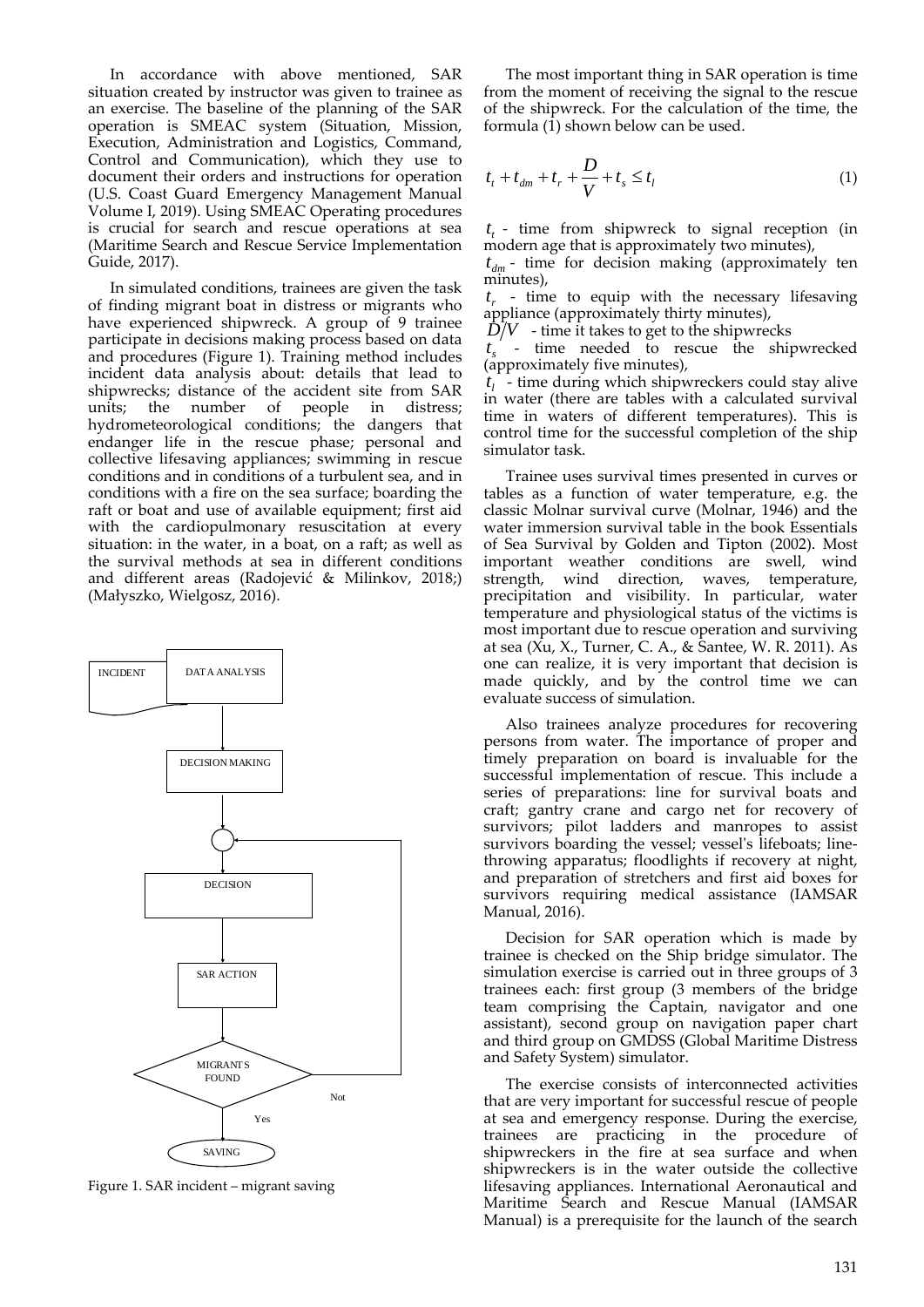In accordance with above mentioned, SAR situation created by instructor was given to trainee as an exercise. The baseline of the planning of the SAR operation is SMEAC system (Situation, Mission, Execution, Administration and Logistics, Command, Control and Communication), which they use to document their orders and instructions for operation (U.S. Coast Guard Emergency Management Manual Volume I, 2019). Using SMEAC Operating procedures is crucial for search and rescue operations at sea (Maritime Search and Rescue Service Implementation Guide, 2017).

In simulated conditions, trainees are given the task of finding migrant boat in distress or migrants who have experienced shipwreck. A group of 9 trainee participate in decisions making process based on data and procedures (Figure 1). Training method includes incident data analysis about: details that lead to shipwrecks; distance of the accident site from SAR units; the number of people in distress; hydrometeorological conditions; the dangers that endanger life in the rescue phase; personal and collective lifesaving appliances; swimming in rescue conditions and in conditions of a turbulent sea, and in conditions with a fire on the sea surface; boarding the raft or boat and use of available equipment; first aid with the cardiopulmonary resuscitation at every situation: in the water, in a boat, on a raft; as well as the survival methods at sea in different conditions and different areas (Radojević & Milinkov, 2018;) (Małyszko, Wielgosz, 2016).

INCIDENT → DATA ANALYSIS → DECISION MAKING → DECISION → SAR ACTION → MIGRANTS FOUND (Not → DECISION; Yes → SAVING)

Figure 1. SAR incident – migrant saving

The most important thing in SAR operation is time from the moment of receiving the signal to the rescue of the shipwreck. For the calculation of the time, the formula (1) shown below can be used.

$$t_t + t_{dm} + t_r + \frac{D}{V} + t_s \leq t_l \qquad (1)$$

$t_t$ - time from shipwreck to signal reception (in modern age that is approximately two minutes),

$t_{dm}$ - time for decision making (approximately ten minutes),

$t_r$ - time to equip with the necessary lifesaving appliance (approximately thirty minutes),

$D/V$ - time it takes to get to the shipwrecks

$t_s$ - time needed to rescue the shipwrecked (approximately five minutes),

$t_l$ - time during which shipwreckers could stay alive in water (there are tables with a calculated survival time in waters of different temperatures). This is control time for the successful completion of the ship simulator task.

Trainee uses survival times presented in curves or tables as a function of water temperature, e.g. the classic Molnar survival curve (Molnar, 1946) and the water immersion survival table in the book Essentials of Sea Survival by Golden and Tipton (2002). Most important weather conditions are swell, wind strength, wind direction, waves, temperature, precipitation and visibility. In particular, water temperature and physiological status of the victims is most important due to rescue operation and surviving at sea (Xu, X., Turner, C. A., & Santee, W. R. 2011). As one can realize, it is very important that decision is made quickly, and by the control time we can evaluate success of simulation.

Also trainees analyze procedures for recovering persons from water. The importance of proper and timely preparation on board is invaluable for the successful implementation of rescue. This include a series of preparations: line for survival boats and craft; gantry crane and cargo net for recovery of survivors; pilot ladders and manropes to assist survivors boarding the vessel; vessel's lifeboats; line-throwing apparatus; floodlights if recovery at night, and preparation of stretchers and first aid boxes for survivors requiring medical assistance (IAMSAR Manual, 2016).

Decision for SAR operation which is made by trainee is checked on the Ship bridge simulator. The simulation exercise is carried out in three groups of 3 trainees each: first group (3 members of the bridge team comprising the Captain, navigator and one assistant), second group on navigation paper chart and third group on GMDSS (Global Maritime Distress and Safety System) simulator.

The exercise consists of interconnected activities that are very important for successful rescue of people at sea and emergency response. During the exercise, trainees are practicing in the procedure of shipwreckers in the fire at sea surface and when shipwreckers is in the water outside the collective lifesaving appliances. International Aeronautical and Maritime Search and Rescue Manual (IAMSAR Manual) is a prerequisite for the launch of the search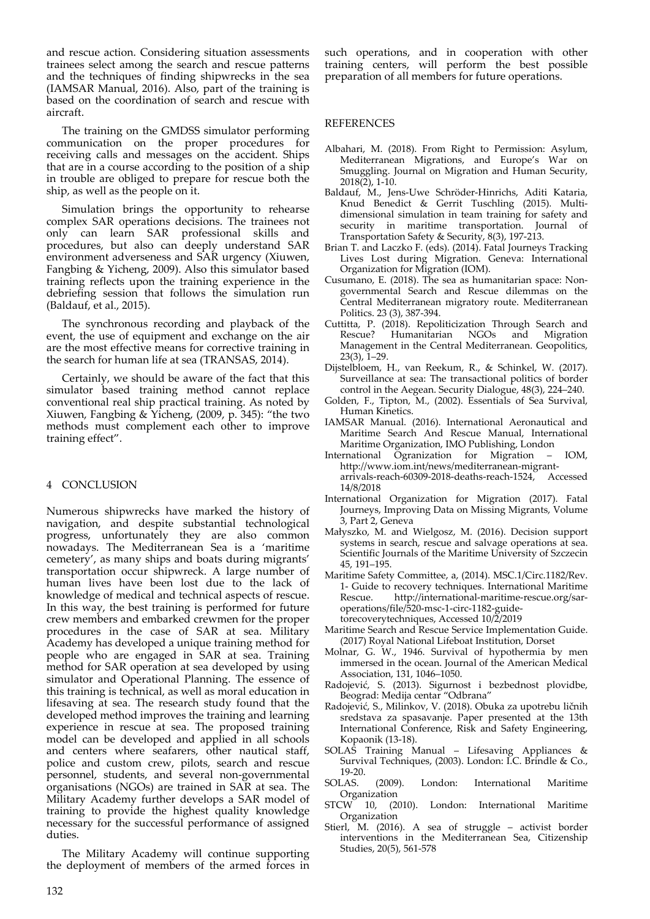and rescue action. Considering situation assessments trainees select among the search and rescue patterns and the techniques of finding shipwrecks in the sea (IAMSAR Manual, 2016). Also, part of the training is based on the coordination of search and rescue with aircraft.

The training on the GMDSS simulator performing communication on the proper procedures for receiving calls and messages on the accident. Ships that are in a course according to the position of a ship in trouble are obliged to prepare for rescue both the ship, as well as the people on it.

Simulation brings the opportunity to rehearse complex SAR operations decisions. The trainees not only can learn SAR professional skills and procedures, but also can deeply understand SAR environment adverseness and SAR urgency (Xiuwen, Fangbing & Yicheng, 2009). Also this simulator based training reflects upon the training experience in the debriefing session that follows the simulation run (Baldauf, et al., 2015).

The synchronous recording and playback of the event, the use of equipment and exchange on the air are the most effective means for corrective training in the search for human life at sea (TRANSAS, 2014).

Certainly, we should be aware of the fact that this simulator based training method cannot replace conventional real ship practical training. As noted by Xiuwen, Fangbing & Yicheng, (2009, p. 345): "the two methods must complement each other to improve training effect".

## 4 CONCLUSION

Numerous shipwrecks have marked the history of navigation, and despite substantial technological progress, unfortunately they are also common nowadays. The Mediterranean Sea is a 'maritime cemetery', as many ships and boats during migrants' transportation occur shipwreck. A large number of human lives have been lost due to the lack of knowledge of medical and technical aspects of rescue. In this way, the best training is performed for future crew members and embarked crewmen for the proper procedures in the case of SAR at sea. Military Academy has developed a unique training method for people who are engaged in SAR at sea. Training method for SAR operation at sea developed by using simulator and Operational Planning. The essence of this training is technical, as well as moral education in lifesaving at sea. The research study found that the developed method improves the training and learning experience in rescue at sea. The proposed training model can be developed and applied in all schools and centers where seafarers, other nautical staff, police and custom crew, pilots, search and rescue personnel, students, and several non-governmental organisations (NGOs) are trained in SAR at sea. The Military Academy further develops a SAR model of training to provide the highest quality knowledge necessary for the successful performance of assigned duties.

The Military Academy will continue supporting the deployment of members of the armed forces in such operations, and in cooperation with other training centers, will perform the best possible preparation of all members for future operations.

## REFERENCES

Albahari, M. (2018). From Right to Permission: Asylum, Mediterranean Migrations, and Europe's War on Smuggling. Journal on Migration and Human Security, 2018(2), 1-10.

Baldauf, M., Jens-Uwe Schröder-Hinrichs, Aditi Kataria, Knud Benedict & Gerrit Tuschling (2015). Multi-dimensional simulation in team training for safety and security in maritime transportation. Journal of Transportation Safety & Security, 8(3), 197-213.

Brian T. and Laczko F. (eds). (2014). Fatal Journeys Tracking Lives Lost during Migration. Geneva: International Organization for Migration (IOM).

Cusumano, E. (2018). The sea as humanitarian space: Non-governmental Search and Rescue dilemmas on the Central Mediterranean migratory route. Mediterranean Politics. 23 (3), 387-394.

Cuttitta, P. (2018). Repoliticization Through Search and Rescue? Humanitarian NGOs and Migration Management in the Central Mediterranean. Geopolitics, 23(3), 1–29.

Dijstelbloem, H., van Reekum, R., & Schinkel, W. (2017). Surveillance at sea: The transactional politics of border control in the Aegean. Security Dialogue, 48(3), 224–240.

Golden, F., Tipton, M., (2002). Essentials of Sea Survival, Human Kinetics.

IAMSAR Manual. (2016). International Aeronautical and Maritime Search And Rescue Manual, International Maritime Organization, IMO Publishing, London

International Ogranization for Migration – IOM, http://www.iom.int/news/mediterranean-migrant-arrivals-reach-60309-2018-deaths-reach-1524, Accessed 14/8/2018

International Organization for Migration (2017). Fatal Journeys, Improving Data on Missing Migrants, Volume 3, Part 2, Geneva

Małyszko, M. and Wielgosz, M. (2016). Decision support systems in search, rescue and salvage operations at sea. Scientific Journals of the Maritime University of Szczecin 45, 191–195.

Maritime Safety Committee, a, (2014). MSC.1/Circ.1182/Rev. 1- Guide to recovery techniques. International Maritime Rescue. http://international-maritime-rescue.org/sar-operations/file/520-msc-1-circ-1182-guide-torecoverytechniques, Accessed 10/2/2019

Maritime Search and Rescue Service Implementation Guide. (2017) Royal National Lifeboat Institution, Dorset

Molnar, G. W., 1946. Survival of hypothermia by men immersed in the ocean. Journal of the American Medical Association, 131, 1046–1050.

Radojević, S. (2013). Sigurnost i bezbednost plovidbe, Beograd: Medija centar "Odbrana"

Radojević, S., Milinkov, V. (2018). Obuka za upotrebu ličnih sredstava za spasavanje. Paper presented at the 13th International Conference, Risk and Safety Engineering, Kopaonik (13-18).

SOLAS Training Manual – Lifesaving Appliances & Survival Techniques, (2003). London: I.C. Brindle & Co., 19-20.

SOLAS. (2009). London: International Maritime Organization

STCW 10, (2010). London: International Maritime Organization

Stierl, M. (2016). A sea of struggle – activist border interventions in the Mediterranean Sea, Citizenship Studies, 20(5), 561-578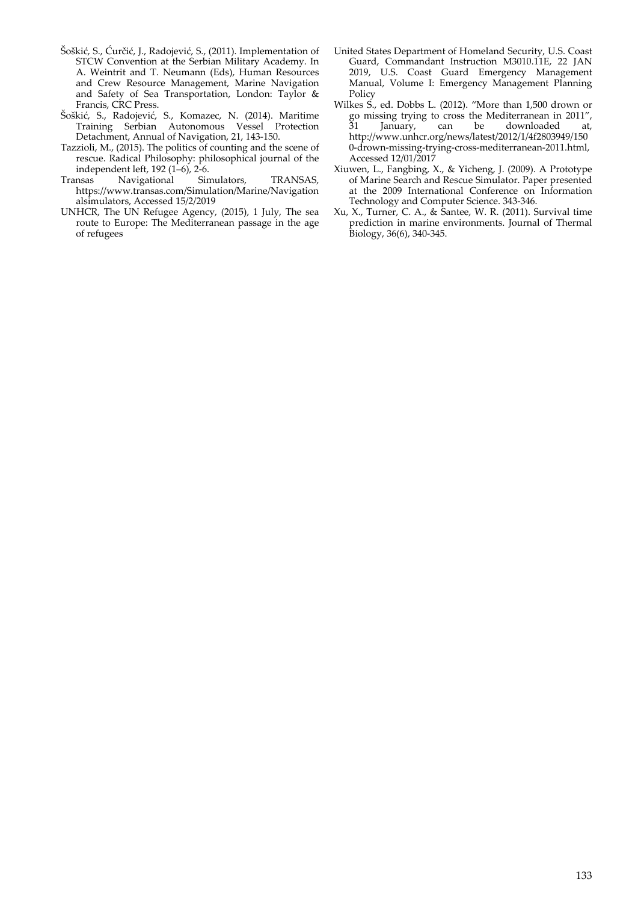Šoškić, S., Ćurčić, J., Radojević, S., (2011). Implementation of STCW Convention at the Serbian Military Academy. In A. Weintrit and T. Neumann (Eds), Human Resources and Crew Resource Management, Marine Navigation and Safety of Sea Transportation, London: Taylor & Francis, CRC Press.

Šoškić, S., Radojević, S., Komazec, N. (2014). Maritime Training Serbian Autonomous Vessel Protection Detachment, Annual of Navigation, 21, 143-150.

Tazzioli, M., (2015). The politics of counting and the scene of rescue. Radical Philosophy: philosophical journal of the independent left, 192 (1–6), 2-6.

Transas Navigational Simulators, TRANSAS, https://www.transas.com/Simulation/Marine/Navigationalsimulators, Accessed 15/2/2019

UNHCR, The UN Refugee Agency, (2015), 1 July, The sea route to Europe: The Mediterranean passage in the age of refugees

United States Department of Homeland Security, U.S. Coast Guard, Commandant Instruction M3010.11E, 22 JAN 2019, U.S. Coast Guard Emergency Management Manual, Volume I: Emergency Management Planning Policy

Wilkes S., ed. Dobbs L. (2012). "More than 1,500 drown or go missing trying to cross the Mediterranean in 2011", 31 January, can be downloaded at, http://www.unhcr.org/news/latest/2012/1/4f2803949/1500-drown-missing-trying-cross-mediterranean-2011.html, Accessed 12/01/2017

Xiuwen, L., Fangbing, X., & Yicheng, J. (2009). A Prototype of Marine Search and Rescue Simulator. Paper presented at the 2009 International Conference on Information Technology and Computer Science. 343-346.

Xu, X., Turner, C. A., & Santee, W. R. (2011). Survival time prediction in marine environments. Journal of Thermal Biology, 36(6), 340-345.